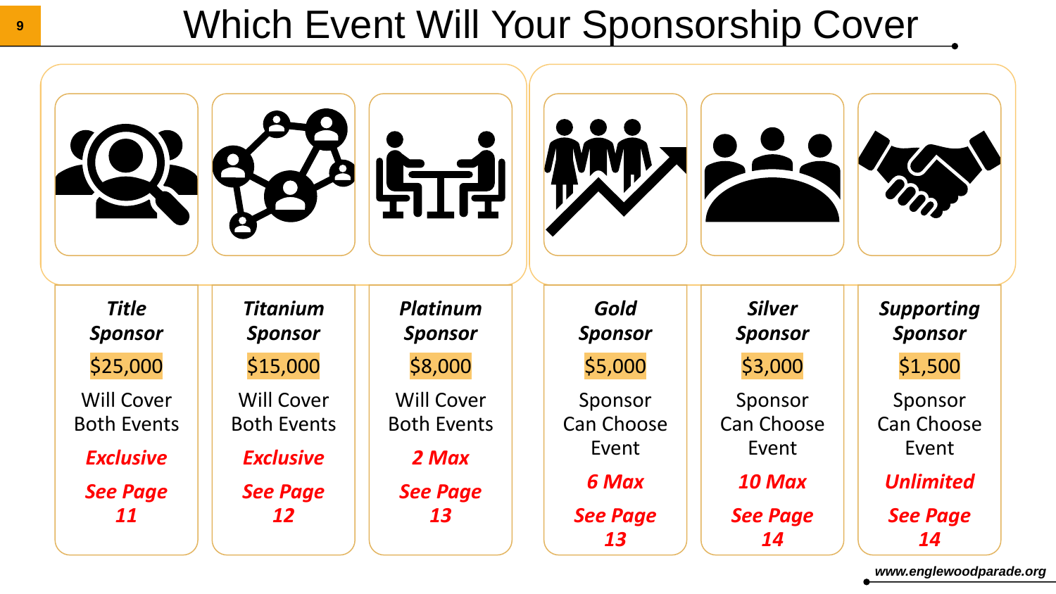# Which Event Will Your Sponsorship Cover

| ***Title Sponsor*** | ***Titanium Sponsor*** | ***Platinum Sponsor*** | ***Gold Sponsor*** | ***Silver Sponsor*** | ***Supporting Sponsor*** |
|---|---|---|---|---|---|
| $25,000 | $15,000 | $8,000 | $5,000 | $3,000 | $1,500 |
| Will Cover Both Events | Will Cover Both Events | Will Cover Both Events | Sponsor Can Choose Event | Sponsor Can Choose Event | Sponsor Can Choose Event |
| ***Exclusive*** | ***Exclusive*** | ***2 Max*** | ***6 Max*** | ***10 Max*** | ***Unlimited*** |
| ***See Page 11*** | ***See Page 12*** | ***See Page 13*** | ***See Page 13*** | ***See Page 14*** | ***See Page 14*** |

***www.englewoodparade.org***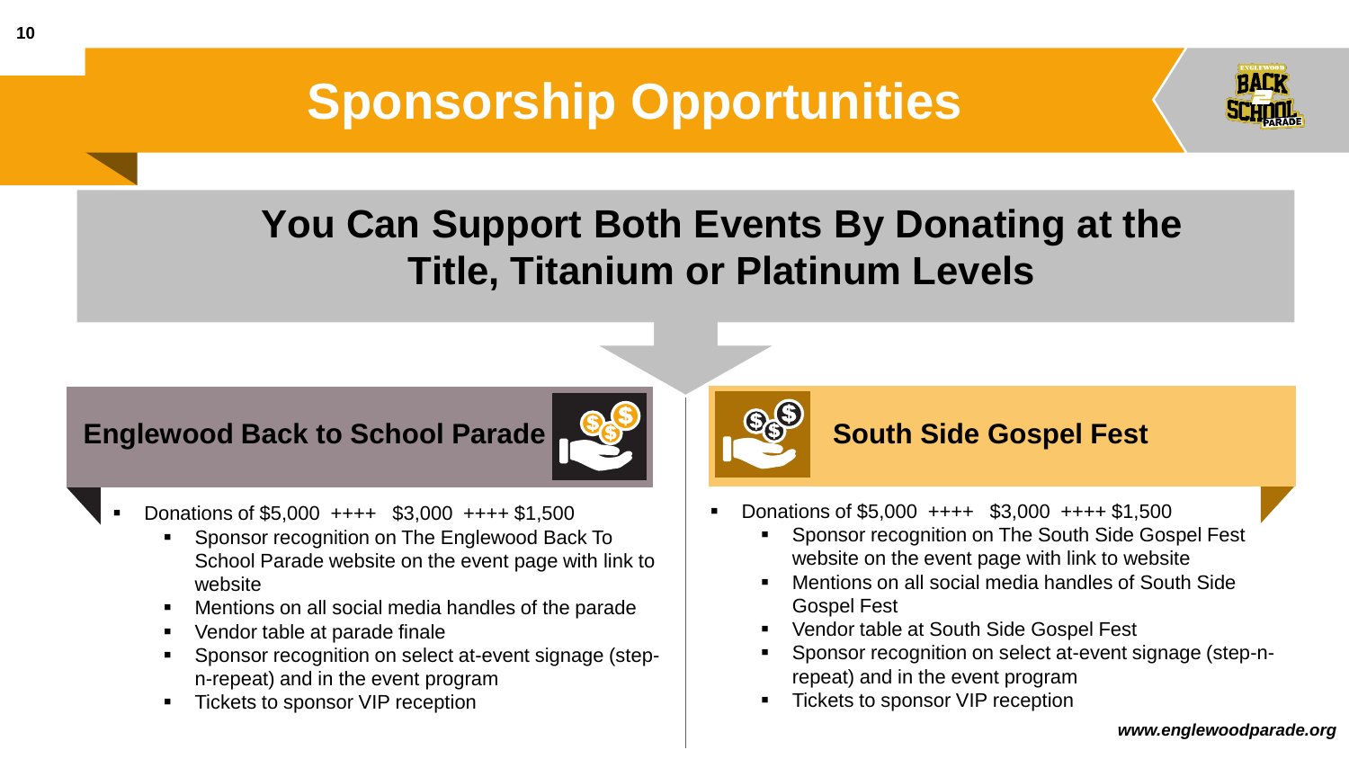# Sponsorship Opportunities

## You Can Support Both Events By Donating at the Title, Titanium or Platinum Levels

### Englewood Back to School Parade

- Donations of $5,000 ++++ $3,000 ++++ $1,500
  - Sponsor recognition on The Englewood Back To School Parade website on the event page with link to website
  - Mentions on all social media handles of the parade
  - Vendor table at parade finale
  - Sponsor recognition on select at-event signage (step-n-repeat) and in the event program
  - Tickets to sponsor VIP reception

### South Side Gospel Fest

- Donations of $5,000 ++++ $3,000 ++++ $1,500
  - Sponsor recognition on The South Side Gospel Fest website on the event page with link to website
  - Mentions on all social media handles of South Side Gospel Fest
  - Vendor table at South Side Gospel Fest
  - Sponsor recognition on select at-event signage (step-n-repeat) and in the event program
  - Tickets to sponsor VIP reception

***www.englewoodparade.org***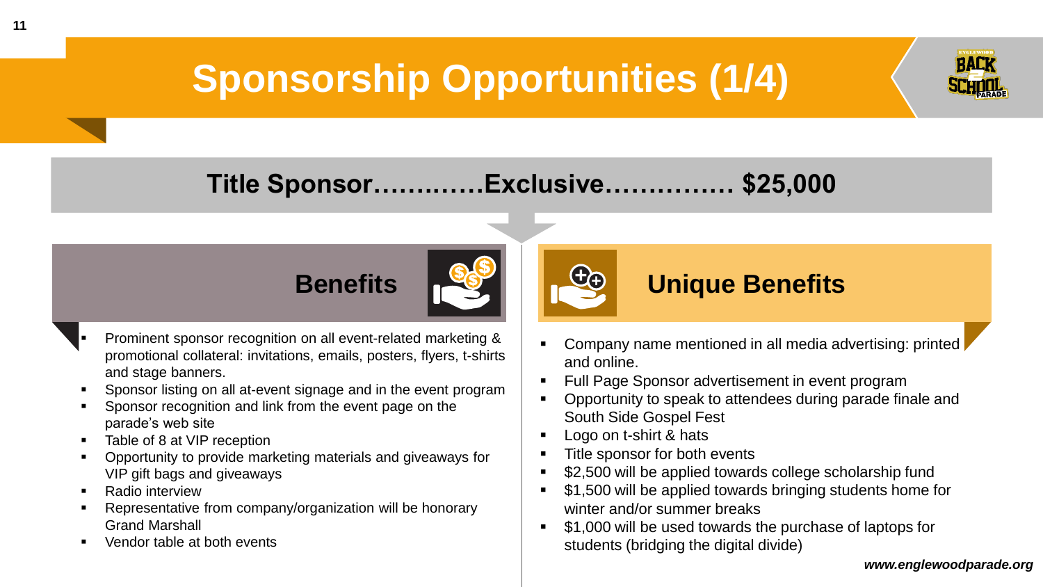# Sponsorship Opportunities (1/4)

## Title Sponsor…….……Exclusive………….. $25,000

### Benefits

- Prominent sponsor recognition on all event-related marketing & promotional collateral: invitations, emails, posters, flyers, t-shirts and stage banners.
- Sponsor listing on all at-event signage and in the event program
- Sponsor recognition and link from the event page on the parade's web site
- Table of 8 at VIP reception
- Opportunity to provide marketing materials and giveaways for VIP gift bags and giveaways
- Radio interview
- Representative from company/organization will be honorary Grand Marshall
- Vendor table at both events

### Unique Benefits

- Company name mentioned in all media advertising: printed and online.
- Full Page Sponsor advertisement in event program
- Opportunity to speak to attendees during parade finale and South Side Gospel Fest
- Logo on t-shirt & hats
- Title sponsor for both events
- $2,500 will be applied towards college scholarship fund
- $1,500 will be applied towards bringing students home for winter and/or summer breaks
- $1,000 will be used towards the purchase of laptops for students (bridging the digital divide)

***www.englewoodparade.org***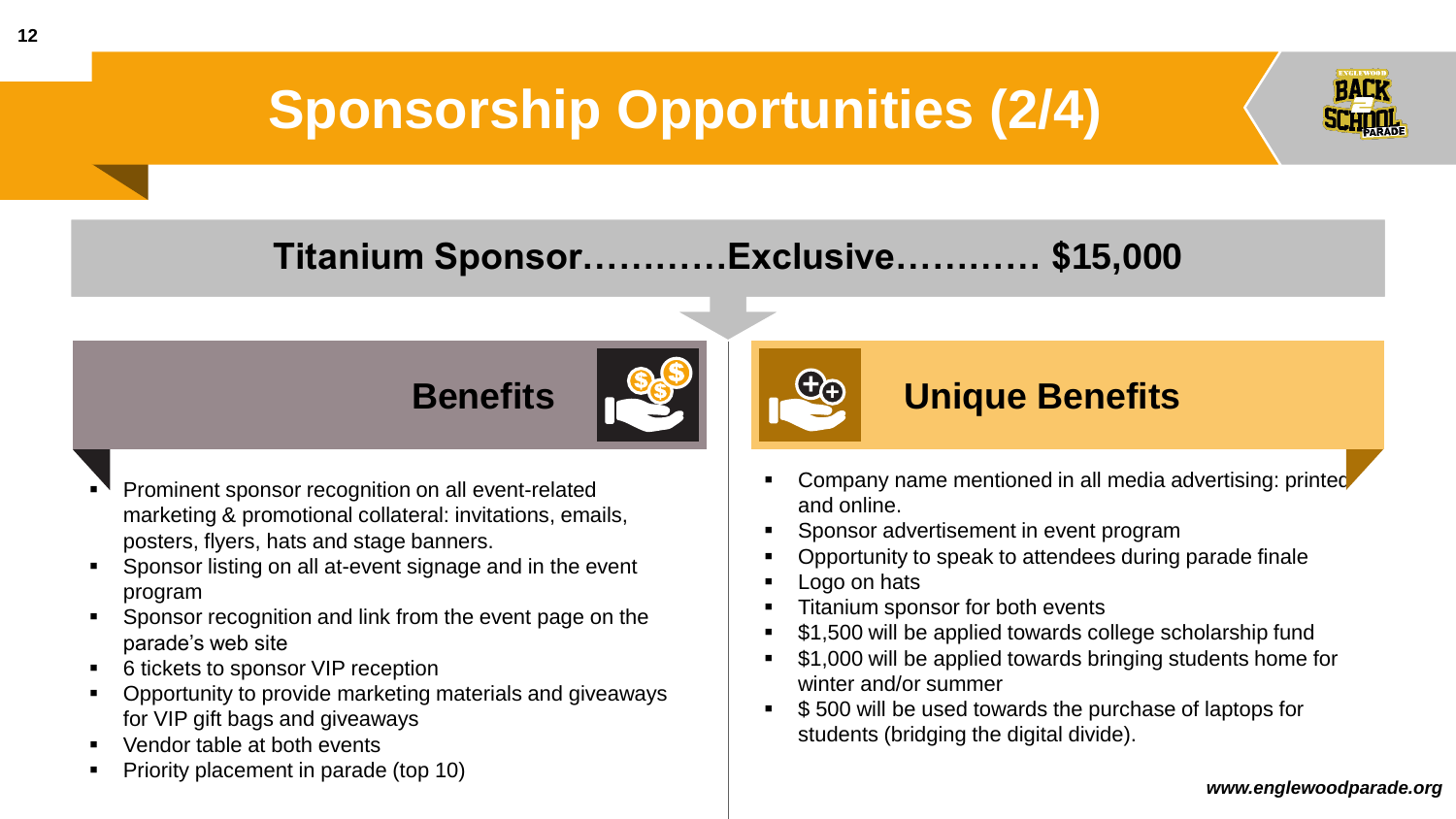# Sponsorship Opportunities (2/4)

## Titanium Sponsor…………Exclusive………… $15,000

### Benefits

- Prominent sponsor recognition on all event-related marketing & promotional collateral: invitations, emails, posters, flyers, hats and stage banners.
- Sponsor listing on all at-event signage and in the event program
- Sponsor recognition and link from the event page on the parade's web site
- 6 tickets to sponsor VIP reception
- Opportunity to provide marketing materials and giveaways for VIP gift bags and giveaways
- Vendor table at both events
- Priority placement in parade (top 10)

### Unique Benefits

- Company name mentioned in all media advertising: printed and online.
- Sponsor advertisement in event program
- Opportunity to speak to attendees during parade finale
- Logo on hats
- Titanium sponsor for both events
- $1,500 will be applied towards college scholarship fund
- $1,000 will be applied towards bringing students home for winter and/or summer
- $ 500 will be used towards the purchase of laptops for students (bridging the digital divide).

*www.englewoodparade.org*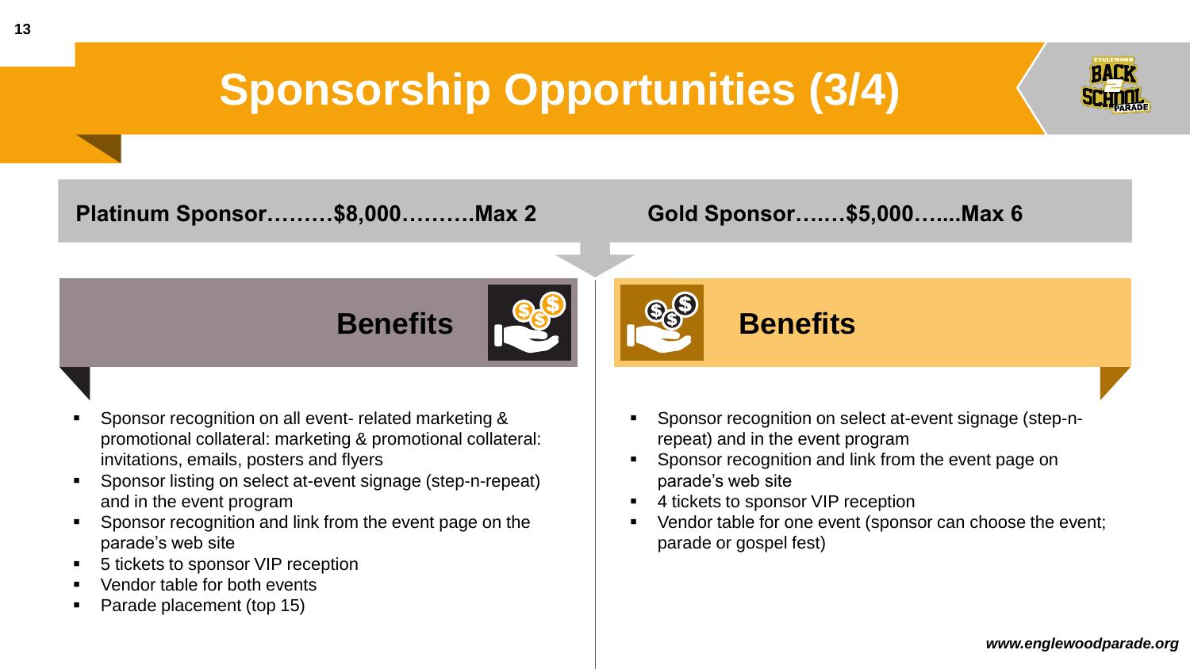# Sponsorship Opportunities (3/4)

**Platinum Sponsor………$8,000……….Max 2**

### Benefits

- Sponsor recognition on all event- related marketing & promotional collateral: marketing & promotional collateral: invitations, emails, posters and flyers
- Sponsor listing on select at-event signage (step-n-repeat) and in the event program
- Sponsor recognition and link from the event page on the parade's web site
- 5 tickets to sponsor VIP reception
- Vendor table for both events
- Parade placement (top 15)

**Gold Sponsor…….$5,000…....Max 6**

### Benefits

- Sponsor recognition on select at-event signage (step-n-repeat) and in the event program
- Sponsor recognition and link from the event page on parade's web site
- 4 tickets to sponsor VIP reception
- Vendor table for one event (sponsor can choose the event; parade or gospel fest)

*www.englewoodparade.org*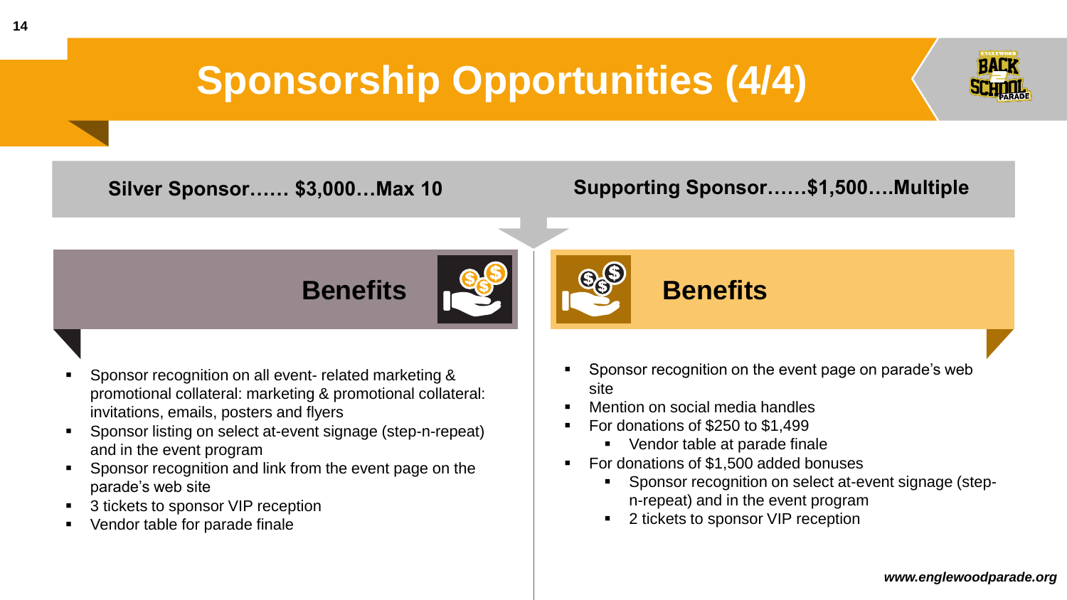# Sponsorship Opportunities (4/4)

## Silver Sponsor…… $3,000…Max 10

### Benefits

- Sponsor recognition on all event- related marketing & promotional collateral: marketing & promotional collateral: invitations, emails, posters and flyers
- Sponsor listing on select at-event signage (step-n-repeat) and in the event program
- Sponsor recognition and link from the event page on the parade's web site
- 3 tickets to sponsor VIP reception
- Vendor table for parade finale

## Supporting Sponsor……$1,500….Multiple

### Benefits

- Sponsor recognition on the event page on parade's web site
- Mention on social media handles
- For donations of $250 to $1,499
  - Vendor table at parade finale
- For donations of $1,500 added bonuses
  - Sponsor recognition on select at-event signage (step-n-repeat) and in the event program
  - 2 tickets to sponsor VIP reception

*www.englewoodparade.org*